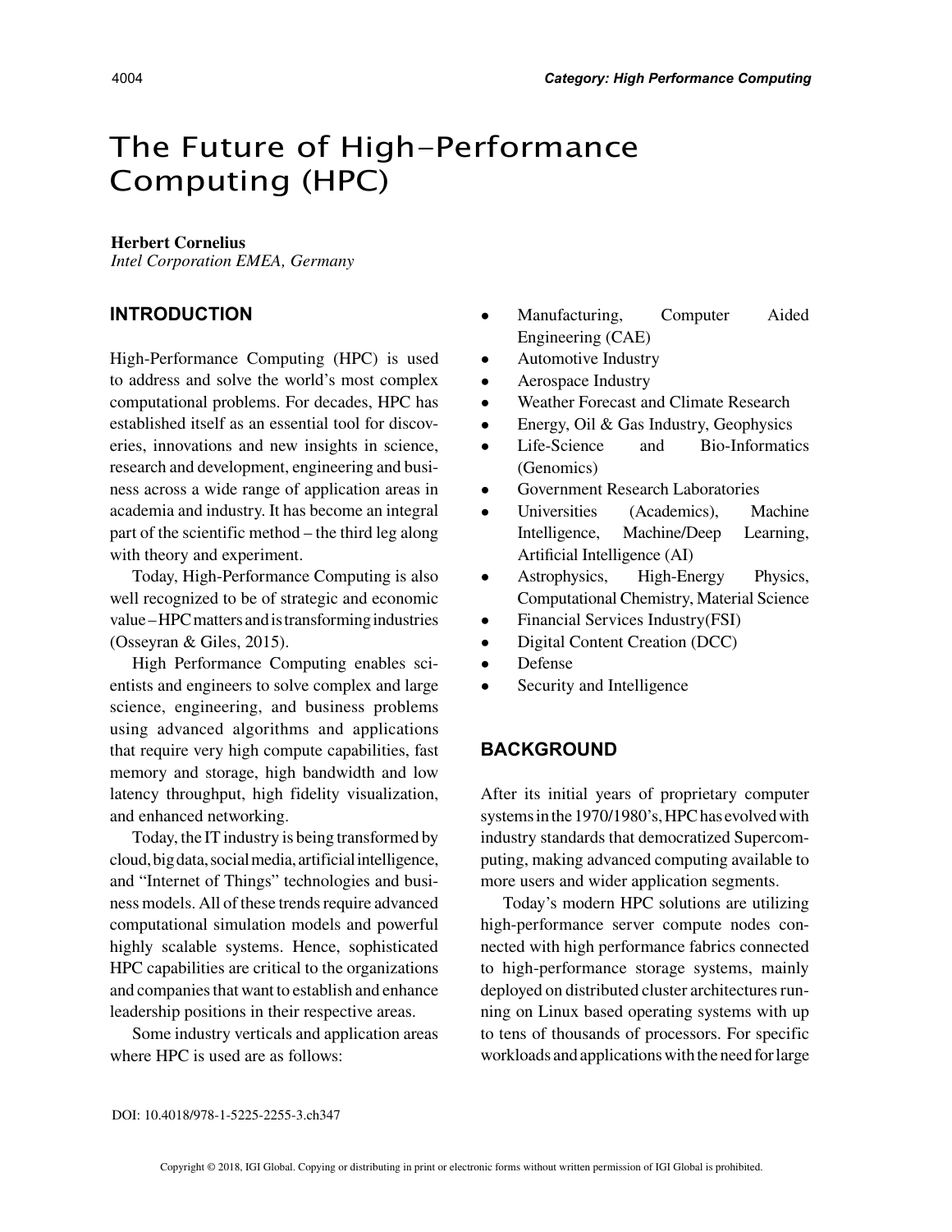# The Future of High-Performance Computing (HPC)

**Herbert Cornelius**
*Intel Corporation EMEA, Germany*

## INTRODUCTION

High-Performance Computing (HPC) is used to address and solve the world's most complex computational problems. For decades, HPC has established itself as an essential tool for discoveries, innovations and new insights in science, research and development, engineering and business across a wide range of application areas in academia and industry. It has become an integral part of the scientific method – the third leg along with theory and experiment.

Today, High-Performance Computing is also well recognized to be of strategic and economic value – HPC matters and is transforming industries (Osseyran & Giles, 2015).

High Performance Computing enables scientists and engineers to solve complex and large science, engineering, and business problems using advanced algorithms and applications that require very high compute capabilities, fast memory and storage, high bandwidth and low latency throughput, high fidelity visualization, and enhanced networking.

Today, the IT industry is being transformed by cloud, big data, social media, artificial intelligence, and "Internet of Things" technologies and business models. All of these trends require advanced computational simulation models and powerful highly scalable systems. Hence, sophisticated HPC capabilities are critical to the organizations and companies that want to establish and enhance leadership positions in their respective areas.

Some industry verticals and application areas where HPC is used are as follows:

- Manufacturing, Computer Aided Engineering (CAE)
- Automotive Industry
- Aerospace Industry
- Weather Forecast and Climate Research
- Energy, Oil & Gas Industry, Geophysics
- Life-Science and Bio-Informatics (Genomics)
- Government Research Laboratories
- Universities (Academics), Machine Intelligence, Machine/Deep Learning, Artificial Intelligence (AI)
- Astrophysics, High-Energy Physics, Computational Chemistry, Material Science
- Financial Services Industry(FSI)
- Digital Content Creation (DCC)
- Defense
- Security and Intelligence

## BACKGROUND

After its initial years of proprietary computer systems in the 1970/1980's, HPC has evolved with industry standards that democratized Supercomputing, making advanced computing available to more users and wider application segments.

Today's modern HPC solutions are utilizing high-performance server compute nodes connected with high performance fabrics connected to high-performance storage systems, mainly deployed on distributed cluster architectures running on Linux based operating systems with up to tens of thousands of processors. For specific workloads and applications with the need for large

DOI: 10.4018/978-1-5225-2255-3.ch347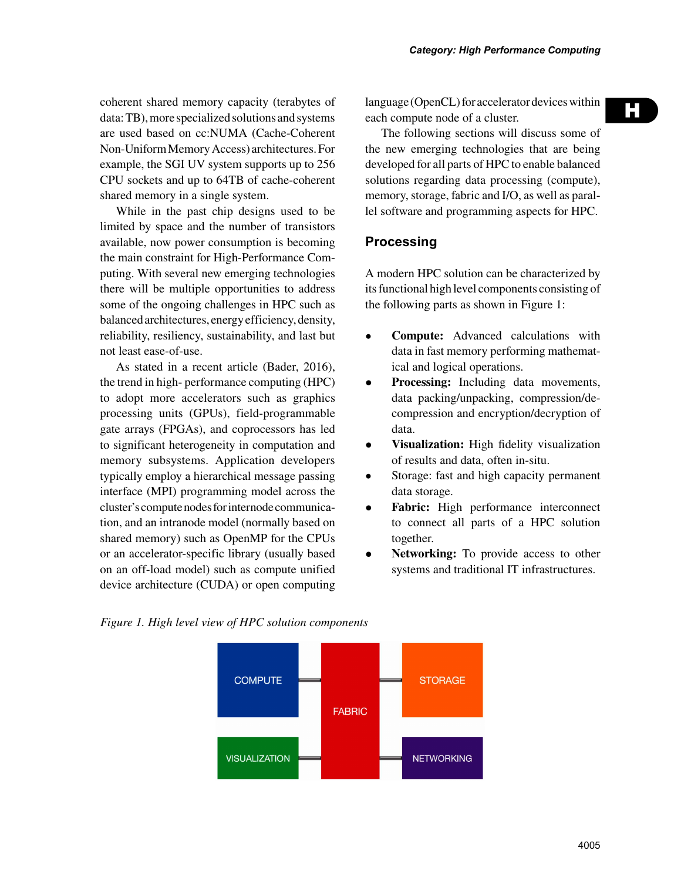coherent shared memory capacity (terabytes of data: TB), more specialized solutions and systems are used based on cc:NUMA (Cache-Coherent Non-Uniform Memory Access) architectures. For example, the SGI UV system supports up to 256 CPU sockets and up to 64TB of cache-coherent shared memory in a single system.

While in the past chip designs used to be limited by space and the number of transistors available, now power consumption is becoming the main constraint for High-Performance Computing. With several new emerging technologies there will be multiple opportunities to address some of the ongoing challenges in HPC such as balanced architectures, energy efficiency, density, reliability, resiliency, sustainability, and last but not least ease-of-use.

As stated in a recent article (Bader, 2016), the trend in high- performance computing (HPC) to adopt more accelerators such as graphics processing units (GPUs), field-programmable gate arrays (FPGAs), and coprocessors has led to significant heterogeneity in computation and memory subsystems. Application developers typically employ a hierarchical message passing interface (MPI) programming model across the cluster's compute nodes for internode communication, and an intranode model (normally based on shared memory) such as OpenMP for the CPUs or an accelerator-specific library (usually based on an off-load model) such as compute unified device architecture (CUDA) or open computing language (OpenCL) for accelerator devices within each compute node of a cluster.

The following sections will discuss some of the new emerging technologies that are being developed for all parts of HPC to enable balanced solutions regarding data processing (compute), memory, storage, fabric and I/O, as well as parallel software and programming aspects for HPC.

## Processing

A modern HPC solution can be characterized by its functional high level components consisting of the following parts as shown in Figure 1:

- **Compute:** Advanced calculations with data in fast memory performing mathematical and logical operations.
- **Processing:** Including data movements, data packing/unpacking, compression/decompression and encryption/decryption of data.
- **Visualization:** High fidelity visualization of results and data, often in-situ.
- Storage: fast and high capacity permanent data storage.
- **Fabric:** High performance interconnect to connect all parts of a HPC solution together.
- **Networking:** To provide access to other systems and traditional IT infrastructures.

*Figure 1. High level view of HPC solution components*

COMPUTE
FABRIC
STORAGE
VISUALIZATION
NETWORKING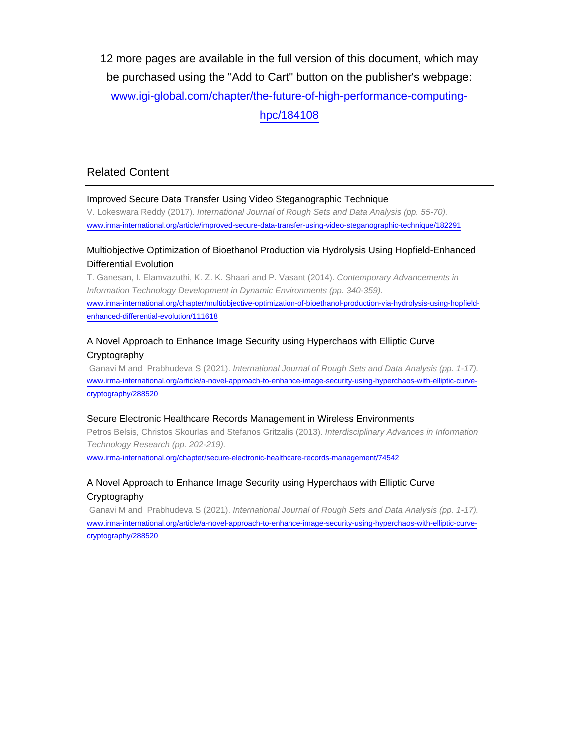12 more pages are available in the full version of this document, which may be purchased using the "Add to Cart" button on the publisher's webpage: www.igi-global.com/chapter/the-future-of-high-performance-computing-hpc/184108

## Related Content

Improved Secure Data Transfer Using Video Steganographic Technique

V. Lokeswara Reddy (2017). *International Journal of Rough Sets and Data Analysis (pp. 55-70).*

www.irma-international.org/article/improved-secure-data-transfer-using-video-steganographic-technique/182291

Multiobjective Optimization of Bioethanol Production via Hydrolysis Using Hopfield-Enhanced Differential Evolution

T. Ganesan, I. Elamvazuthi, K. Z. K. Shaari and P. Vasant (2014). *Contemporary Advancements in Information Technology Development in Dynamic Environments (pp. 340-359).*

www.irma-international.org/chapter/multiobjective-optimization-of-bioethanol-production-via-hydrolysis-using-hopfield-enhanced-differential-evolution/111618

A Novel Approach to Enhance Image Security using Hyperchaos with Elliptic Curve Cryptography

Ganavi M and Prabhudeva S (2021). *International Journal of Rough Sets and Data Analysis (pp. 1-17).*

www.irma-international.org/article/a-novel-approach-to-enhance-image-security-using-hyperchaos-with-elliptic-curve-cryptography/288520

Secure Electronic Healthcare Records Management in Wireless Environments

Petros Belsis, Christos Skourlas and Stefanos Gritzalis (2013). *Interdisciplinary Advances in Information Technology Research (pp. 202-219).*

www.irma-international.org/chapter/secure-electronic-healthcare-records-management/74542

A Novel Approach to Enhance Image Security using Hyperchaos with Elliptic Curve Cryptography

Ganavi M and Prabhudeva S (2021). *International Journal of Rough Sets and Data Analysis (pp. 1-17).*

www.irma-international.org/article/a-novel-approach-to-enhance-image-security-using-hyperchaos-with-elliptic-curve-cryptography/288520